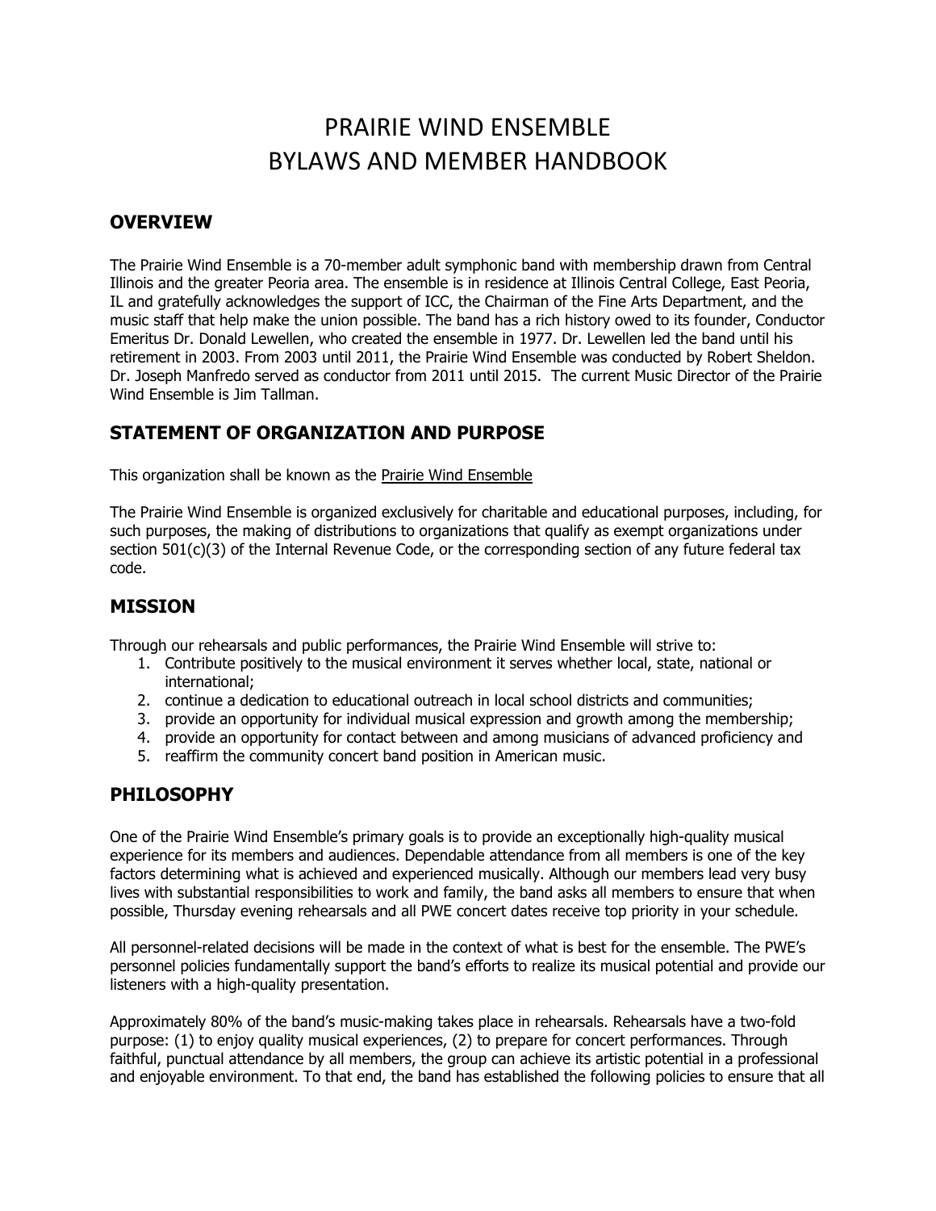# PRAIRIE WIND ENSEMBLE
# BYLAWS AND MEMBER HANDBOOK

## OVERVIEW

The Prairie Wind Ensemble is a 70-member adult symphonic band with membership drawn from Central Illinois and the greater Peoria area. The ensemble is in residence at Illinois Central College, East Peoria, IL and gratefully acknowledges the support of ICC, the Chairman of the Fine Arts Department, and the music staff that help make the union possible. The band has a rich history owed to its founder, Conductor Emeritus Dr. Donald Lewellen, who created the ensemble in 1977. Dr. Lewellen led the band until his retirement in 2003. From 2003 until 2011, the Prairie Wind Ensemble was conducted by Robert Sheldon. Dr. Joseph Manfredo served as conductor from 2011 until 2015. The current Music Director of the Prairie Wind Ensemble is Jim Tallman.

## STATEMENT OF ORGANIZATION AND PURPOSE

This organization shall be known as the Prairie Wind Ensemble

The Prairie Wind Ensemble is organized exclusively for charitable and educational purposes, including, for such purposes, the making of distributions to organizations that qualify as exempt organizations under section 501(c)(3) of the Internal Revenue Code, or the corresponding section of any future federal tax code.

## MISSION

Through our rehearsals and public performances, the Prairie Wind Ensemble will strive to:

1. Contribute positively to the musical environment it serves whether local, state, national or international;
2. continue a dedication to educational outreach in local school districts and communities;
3. provide an opportunity for individual musical expression and growth among the membership;
4. provide an opportunity for contact between and among musicians of advanced proficiency and
5. reaffirm the community concert band position in American music.

## PHILOSOPHY

One of the Prairie Wind Ensemble's primary goals is to provide an exceptionally high-quality musical experience for its members and audiences. Dependable attendance from all members is one of the key factors determining what is achieved and experienced musically. Although our members lead very busy lives with substantial responsibilities to work and family, the band asks all members to ensure that when possible, Thursday evening rehearsals and all PWE concert dates receive top priority in your schedule.

All personnel-related decisions will be made in the context of what is best for the ensemble. The PWE's personnel policies fundamentally support the band's efforts to realize its musical potential and provide our listeners with a high-quality presentation.

Approximately 80% of the band's music-making takes place in rehearsals. Rehearsals have a two-fold purpose: (1) to enjoy quality musical experiences, (2) to prepare for concert performances. Through faithful, punctual attendance by all members, the group can achieve its artistic potential in a professional and enjoyable environment. To that end, the band has established the following policies to ensure that all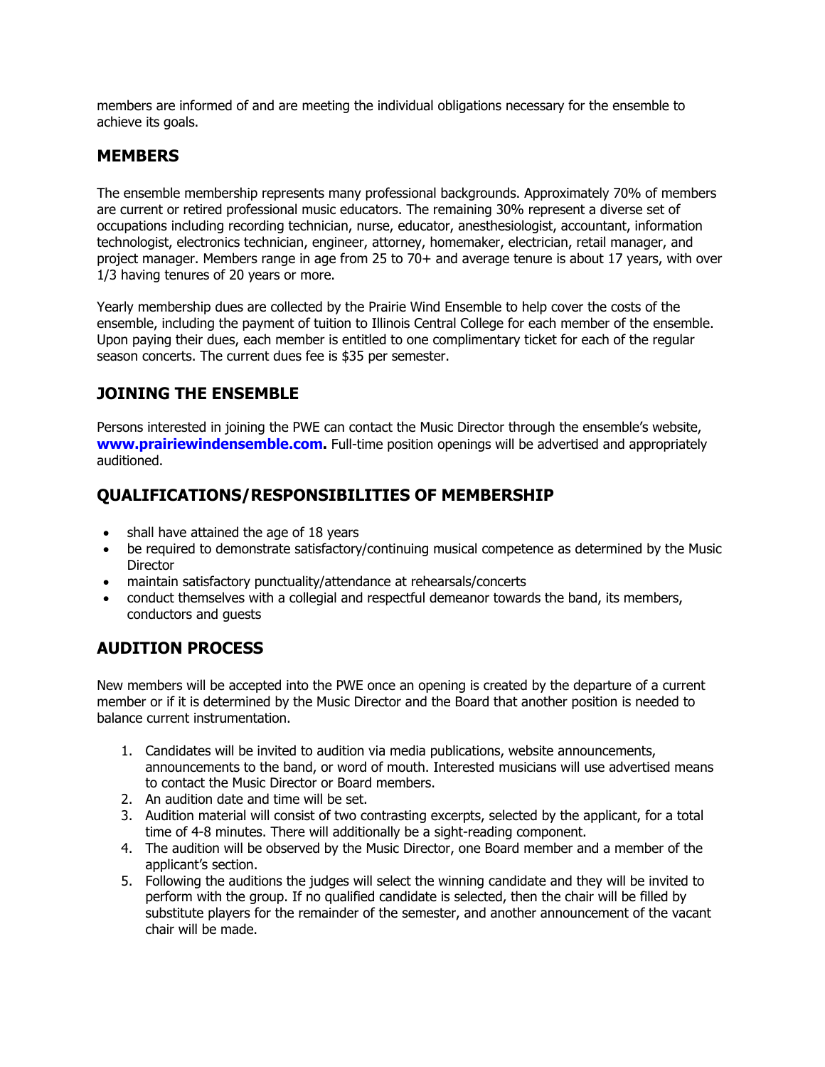members are informed of and are meeting the individual obligations necessary for the ensemble to achieve its goals.

## MEMBERS

The ensemble membership represents many professional backgrounds. Approximately 70% of members are current or retired professional music educators. The remaining 30% represent a diverse set of occupations including recording technician, nurse, educator, anesthesiologist, accountant, information technologist, electronics technician, engineer, attorney, homemaker, electrician, retail manager, and project manager. Members range in age from 25 to 70+ and average tenure is about 17 years, with over 1/3 having tenures of 20 years or more.

Yearly membership dues are collected by the Prairie Wind Ensemble to help cover the costs of the ensemble, including the payment of tuition to Illinois Central College for each member of the ensemble. Upon paying their dues, each member is entitled to one complimentary ticket for each of the regular season concerts. The current dues fee is $35 per semester.

## JOINING THE ENSEMBLE

Persons interested in joining the PWE can contact the Music Director through the ensemble's website, **www.prairiewindensemble.com.** Full-time position openings will be advertised and appropriately auditioned.

## QUALIFICATIONS/RESPONSIBILITIES OF MEMBERSHIP

- shall have attained the age of 18 years
- be required to demonstrate satisfactory/continuing musical competence as determined by the Music Director
- maintain satisfactory punctuality/attendance at rehearsals/concerts
- conduct themselves with a collegial and respectful demeanor towards the band, its members, conductors and guests

## AUDITION PROCESS

New members will be accepted into the PWE once an opening is created by the departure of a current member or if it is determined by the Music Director and the Board that another position is needed to balance current instrumentation.

1. Candidates will be invited to audition via media publications, website announcements, announcements to the band, or word of mouth. Interested musicians will use advertised means to contact the Music Director or Board members.
2. An audition date and time will be set.
3. Audition material will consist of two contrasting excerpts, selected by the applicant, for a total time of 4-8 minutes. There will additionally be a sight-reading component.
4. The audition will be observed by the Music Director, one Board member and a member of the applicant's section.
5. Following the auditions the judges will select the winning candidate and they will be invited to perform with the group. If no qualified candidate is selected, then the chair will be filled by substitute players for the remainder of the semester, and another announcement of the vacant chair will be made.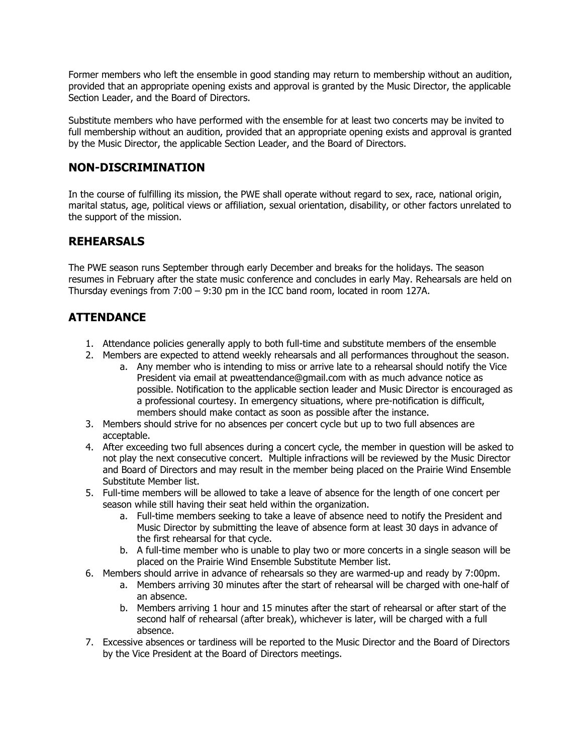Former members who left the ensemble in good standing may return to membership without an audition, provided that an appropriate opening exists and approval is granted by the Music Director, the applicable Section Leader, and the Board of Directors.

Substitute members who have performed with the ensemble for at least two concerts may be invited to full membership without an audition, provided that an appropriate opening exists and approval is granted by the Music Director, the applicable Section Leader, and the Board of Directors.

## NON-DISCRIMINATION

In the course of fulfilling its mission, the PWE shall operate without regard to sex, race, national origin, marital status, age, political views or affiliation, sexual orientation, disability, or other factors unrelated to the support of the mission.

## REHEARSALS

The PWE season runs September through early December and breaks for the holidays. The season resumes in February after the state music conference and concludes in early May. Rehearsals are held on Thursday evenings from 7:00 – 9:30 pm in the ICC band room, located in room 127A.

## ATTENDANCE

1. Attendance policies generally apply to both full-time and substitute members of the ensemble
2. Members are expected to attend weekly rehearsals and all performances throughout the season.
    a. Any member who is intending to miss or arrive late to a rehearsal should notify the Vice President via email at pweattendance@gmail.com with as much advance notice as possible. Notification to the applicable section leader and Music Director is encouraged as a professional courtesy. In emergency situations, where pre-notification is difficult, members should make contact as soon as possible after the instance.
3. Members should strive for no absences per concert cycle but up to two full absences are acceptable.
4. After exceeding two full absences during a concert cycle, the member in question will be asked to not play the next consecutive concert. Multiple infractions will be reviewed by the Music Director and Board of Directors and may result in the member being placed on the Prairie Wind Ensemble Substitute Member list.
5. Full-time members will be allowed to take a leave of absence for the length of one concert per season while still having their seat held within the organization.
    a. Full-time members seeking to take a leave of absence need to notify the President and Music Director by submitting the leave of absence form at least 30 days in advance of the first rehearsal for that cycle.
    b. A full-time member who is unable to play two or more concerts in a single season will be placed on the Prairie Wind Ensemble Substitute Member list.
6. Members should arrive in advance of rehearsals so they are warmed-up and ready by 7:00pm.
    a. Members arriving 30 minutes after the start of rehearsal will be charged with one-half of an absence.
    b. Members arriving 1 hour and 15 minutes after the start of rehearsal or after start of the second half of rehearsal (after break), whichever is later, will be charged with a full absence.
7. Excessive absences or tardiness will be reported to the Music Director and the Board of Directors by the Vice President at the Board of Directors meetings.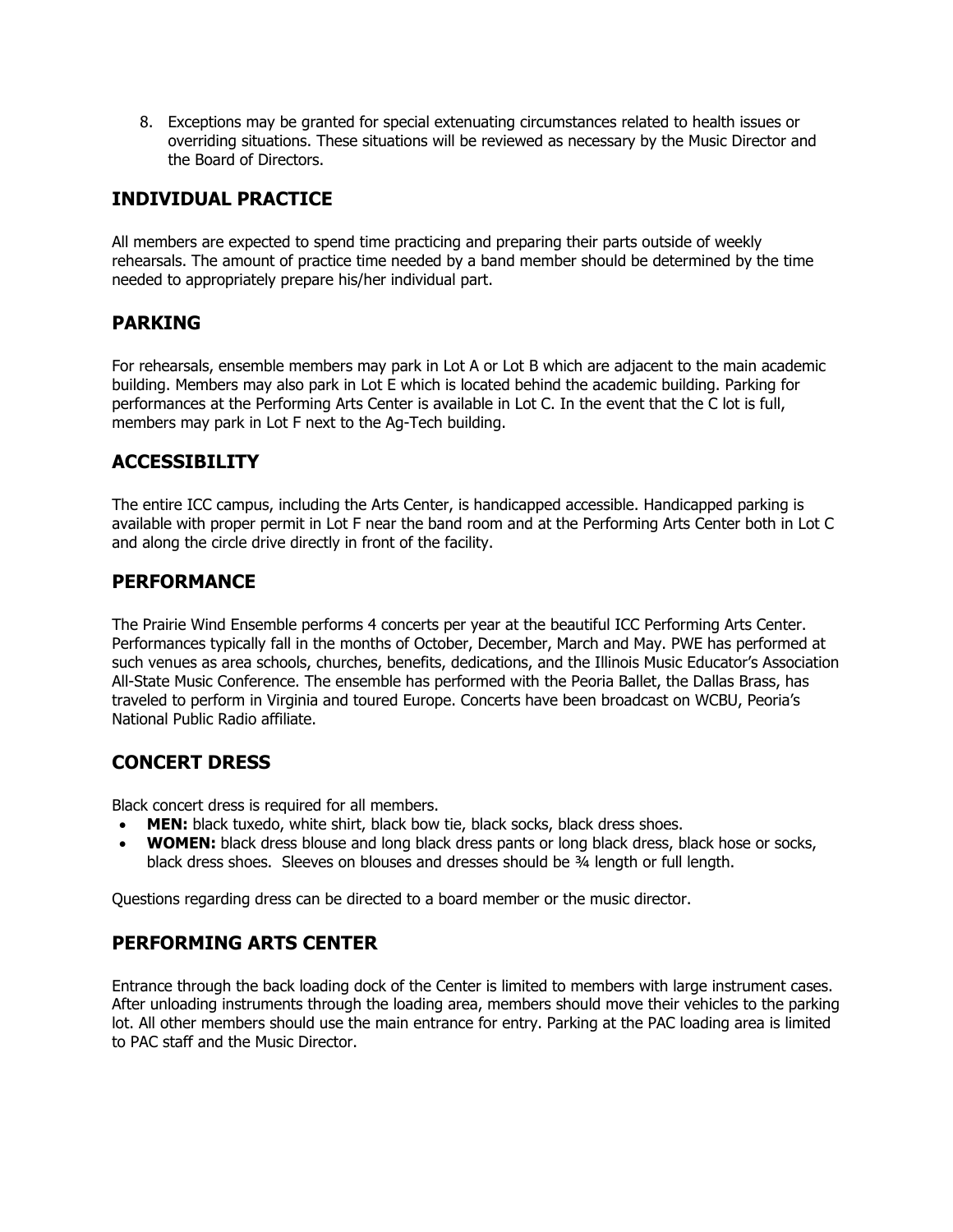8. Exceptions may be granted for special extenuating circumstances related to health issues or overriding situations. These situations will be reviewed as necessary by the Music Director and the Board of Directors.

## INDIVIDUAL PRACTICE

All members are expected to spend time practicing and preparing their parts outside of weekly rehearsals. The amount of practice time needed by a band member should be determined by the time needed to appropriately prepare his/her individual part.

## PARKING

For rehearsals, ensemble members may park in Lot A or Lot B which are adjacent to the main academic building. Members may also park in Lot E which is located behind the academic building. Parking for performances at the Performing Arts Center is available in Lot C. In the event that the C lot is full, members may park in Lot F next to the Ag-Tech building.

## ACCESSIBILITY

The entire ICC campus, including the Arts Center, is handicapped accessible. Handicapped parking is available with proper permit in Lot F near the band room and at the Performing Arts Center both in Lot C and along the circle drive directly in front of the facility.

## PERFORMANCE

The Prairie Wind Ensemble performs 4 concerts per year at the beautiful ICC Performing Arts Center. Performances typically fall in the months of October, December, March and May. PWE has performed at such venues as area schools, churches, benefits, dedications, and the Illinois Music Educator's Association All-State Music Conference. The ensemble has performed with the Peoria Ballet, the Dallas Brass, has traveled to perform in Virginia and toured Europe. Concerts have been broadcast on WCBU, Peoria's National Public Radio affiliate.

## CONCERT DRESS

Black concert dress is required for all members.

- **MEN:** black tuxedo, white shirt, black bow tie, black socks, black dress shoes.
- **WOMEN:** black dress blouse and long black dress pants or long black dress, black hose or socks, black dress shoes. Sleeves on blouses and dresses should be ¾ length or full length.

Questions regarding dress can be directed to a board member or the music director.

## PERFORMING ARTS CENTER

Entrance through the back loading dock of the Center is limited to members with large instrument cases. After unloading instruments through the loading area, members should move their vehicles to the parking lot. All other members should use the main entrance for entry. Parking at the PAC loading area is limited to PAC staff and the Music Director.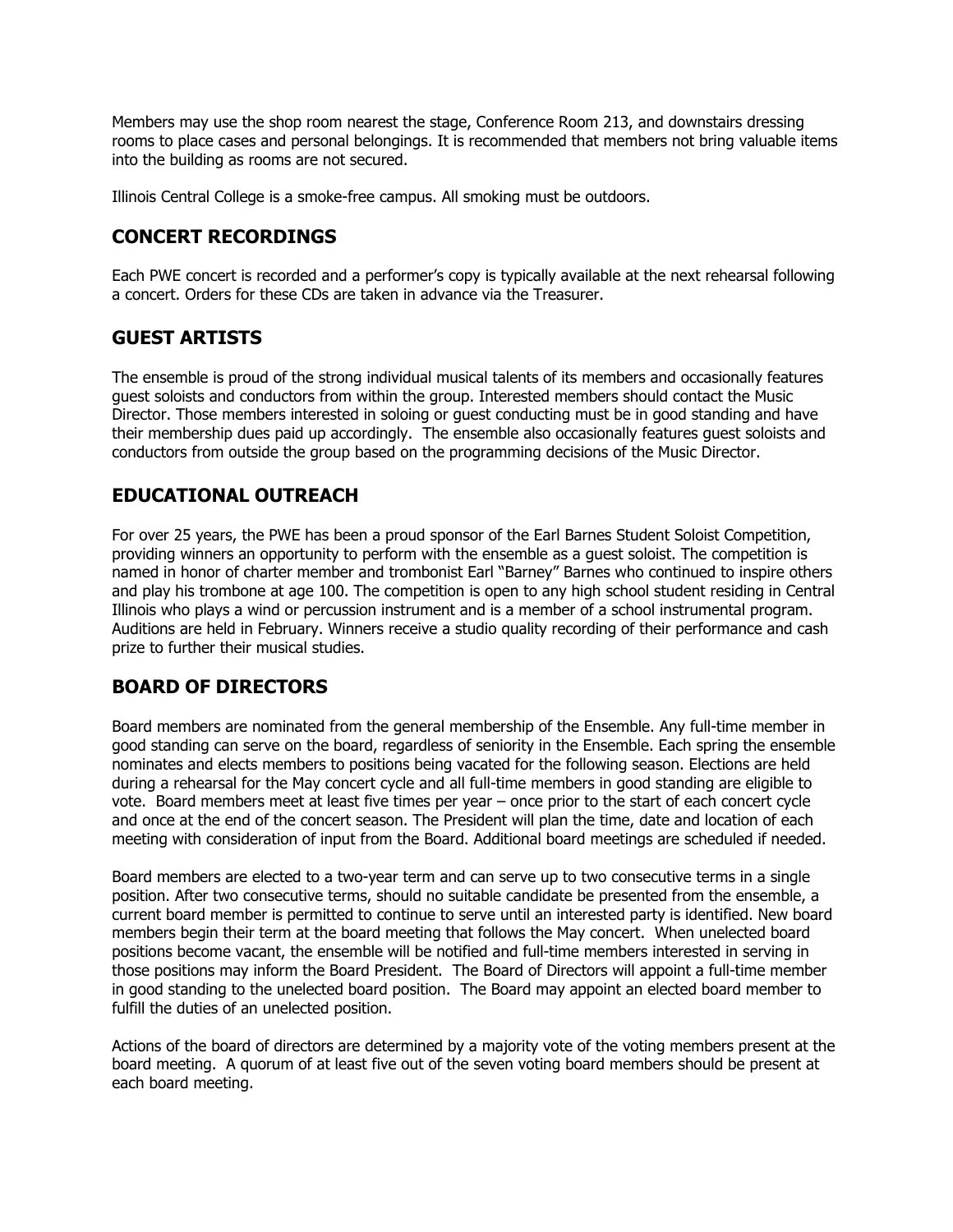Members may use the shop room nearest the stage, Conference Room 213, and downstairs dressing rooms to place cases and personal belongings. It is recommended that members not bring valuable items into the building as rooms are not secured.

Illinois Central College is a smoke-free campus. All smoking must be outdoors.

## CONCERT RECORDINGS

Each PWE concert is recorded and a performer's copy is typically available at the next rehearsal following a concert. Orders for these CDs are taken in advance via the Treasurer.

## GUEST ARTISTS

The ensemble is proud of the strong individual musical talents of its members and occasionally features guest soloists and conductors from within the group. Interested members should contact the Music Director. Those members interested in soloing or guest conducting must be in good standing and have their membership dues paid up accordingly. The ensemble also occasionally features guest soloists and conductors from outside the group based on the programming decisions of the Music Director.

## EDUCATIONAL OUTREACH

For over 25 years, the PWE has been a proud sponsor of the Earl Barnes Student Soloist Competition, providing winners an opportunity to perform with the ensemble as a guest soloist. The competition is named in honor of charter member and trombonist Earl "Barney" Barnes who continued to inspire others and play his trombone at age 100. The competition is open to any high school student residing in Central Illinois who plays a wind or percussion instrument and is a member of a school instrumental program. Auditions are held in February. Winners receive a studio quality recording of their performance and cash prize to further their musical studies.

## BOARD OF DIRECTORS

Board members are nominated from the general membership of the Ensemble. Any full-time member in good standing can serve on the board, regardless of seniority in the Ensemble. Each spring the ensemble nominates and elects members to positions being vacated for the following season. Elections are held during a rehearsal for the May concert cycle and all full-time members in good standing are eligible to vote. Board members meet at least five times per year – once prior to the start of each concert cycle and once at the end of the concert season. The President will plan the time, date and location of each meeting with consideration of input from the Board. Additional board meetings are scheduled if needed.

Board members are elected to a two-year term and can serve up to two consecutive terms in a single position. After two consecutive terms, should no suitable candidate be presented from the ensemble, a current board member is permitted to continue to serve until an interested party is identified. New board members begin their term at the board meeting that follows the May concert. When unelected board positions become vacant, the ensemble will be notified and full-time members interested in serving in those positions may inform the Board President. The Board of Directors will appoint a full-time member in good standing to the unelected board position. The Board may appoint an elected board member to fulfill the duties of an unelected position.

Actions of the board of directors are determined by a majority vote of the voting members present at the board meeting. A quorum of at least five out of the seven voting board members should be present at each board meeting.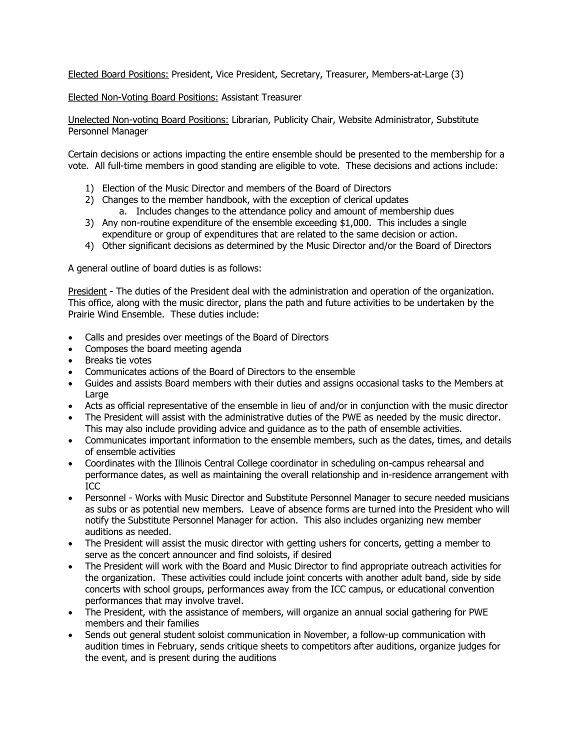Elected Board Positions: President, Vice President, Secretary, Treasurer, Members-at-Large (3)

Elected Non-Voting Board Positions: Assistant Treasurer

Unelected Non-voting Board Positions: Librarian, Publicity Chair, Website Administrator, Substitute Personnel Manager

Certain decisions or actions impacting the entire ensemble should be presented to the membership for a vote. All full-time members in good standing are eligible to vote. These decisions and actions include:

1) Election of the Music Director and members of the Board of Directors
2) Changes to the member handbook, with the exception of clerical updates
   a. Includes changes to the attendance policy and amount of membership dues
3) Any non-routine expenditure of the ensemble exceeding $1,000. This includes a single expenditure or group of expenditures that are related to the same decision or action.
4) Other significant decisions as determined by the Music Director and/or the Board of Directors

A general outline of board duties is as follows:

President - The duties of the President deal with the administration and operation of the organization. This office, along with the music director, plans the path and future activities to be undertaken by the Prairie Wind Ensemble. These duties include:

- Calls and presides over meetings of the Board of Directors
- Composes the board meeting agenda
- Breaks tie votes
- Communicates actions of the Board of Directors to the ensemble
- Guides and assists Board members with their duties and assigns occasional tasks to the Members at Large
- Acts as official representative of the ensemble in lieu of and/or in conjunction with the music director
- The President will assist with the administrative duties of the PWE as needed by the music director. This may also include providing advice and guidance as to the path of ensemble activities.
- Communicates important information to the ensemble members, such as the dates, times, and details of ensemble activities
- Coordinates with the Illinois Central College coordinator in scheduling on-campus rehearsal and performance dates, as well as maintaining the overall relationship and in-residence arrangement with ICC
- Personnel - Works with Music Director and Substitute Personnel Manager to secure needed musicians as subs or as potential new members. Leave of absence forms are turned into the President who will notify the Substitute Personnel Manager for action. This also includes organizing new member auditions as needed.
- The President will assist the music director with getting ushers for concerts, getting a member to serve as the concert announcer and find soloists, if desired
- The President will work with the Board and Music Director to find appropriate outreach activities for the organization. These activities could include joint concerts with another adult band, side by side concerts with school groups, performances away from the ICC campus, or educational convention performances that may involve travel.
- The President, with the assistance of members, will organize an annual social gathering for PWE members and their families
- Sends out general student soloist communication in November, a follow-up communication with audition times in February, sends critique sheets to competitors after auditions, organize judges for the event, and is present during the auditions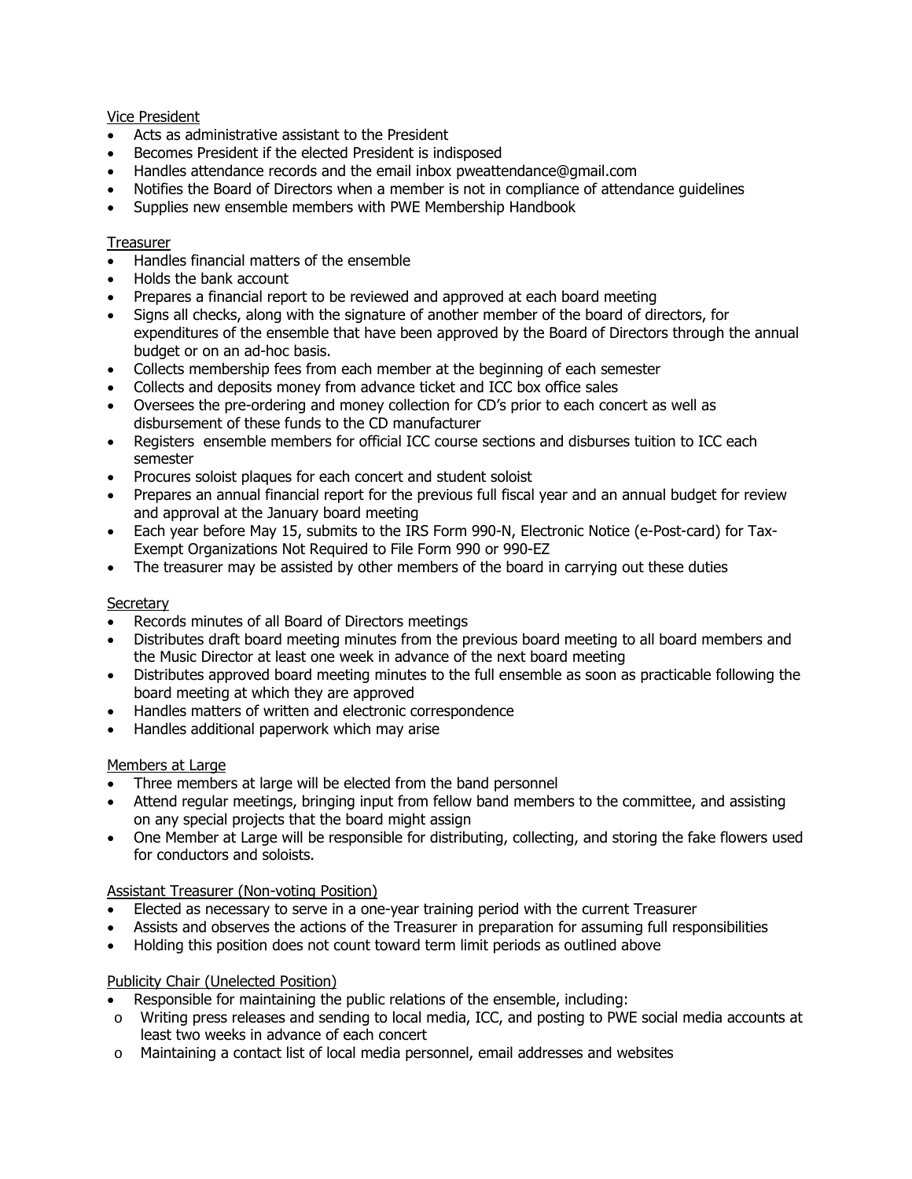Vice President

- Acts as administrative assistant to the President
- Becomes President if the elected President is indisposed
- Handles attendance records and the email inbox pweattendance@gmail.com
- Notifies the Board of Directors when a member is not in compliance of attendance guidelines
- Supplies new ensemble members with PWE Membership Handbook

Treasurer

- Handles financial matters of the ensemble
- Holds the bank account
- Prepares a financial report to be reviewed and approved at each board meeting
- Signs all checks, along with the signature of another member of the board of directors, for expenditures of the ensemble that have been approved by the Board of Directors through the annual budget or on an ad-hoc basis.
- Collects membership fees from each member at the beginning of each semester
- Collects and deposits money from advance ticket and ICC box office sales
- Oversees the pre-ordering and money collection for CD's prior to each concert as well as disbursement of these funds to the CD manufacturer
- Registers ensemble members for official ICC course sections and disburses tuition to ICC each semester
- Procures soloist plaques for each concert and student soloist
- Prepares an annual financial report for the previous full fiscal year and an annual budget for review and approval at the January board meeting
- Each year before May 15, submits to the IRS Form 990-N, Electronic Notice (e-Post-card) for Tax-Exempt Organizations Not Required to File Form 990 or 990-EZ
- The treasurer may be assisted by other members of the board in carrying out these duties

Secretary

- Records minutes of all Board of Directors meetings
- Distributes draft board meeting minutes from the previous board meeting to all board members and the Music Director at least one week in advance of the next board meeting
- Distributes approved board meeting minutes to the full ensemble as soon as practicable following the board meeting at which they are approved
- Handles matters of written and electronic correspondence
- Handles additional paperwork which may arise

Members at Large

- Three members at large will be elected from the band personnel
- Attend regular meetings, bringing input from fellow band members to the committee, and assisting on any special projects that the board might assign
- One Member at Large will be responsible for distributing, collecting, and storing the fake flowers used for conductors and soloists.

Assistant Treasurer (Non-voting Position)

- Elected as necessary to serve in a one-year training period with the current Treasurer
- Assists and observes the actions of the Treasurer in preparation for assuming full responsibilities
- Holding this position does not count toward term limit periods as outlined above

Publicity Chair (Unelected Position)

- Responsible for maintaining the public relations of the ensemble, including:
  - Writing press releases and sending to local media, ICC, and posting to PWE social media accounts at least two weeks in advance of each concert
  - Maintaining a contact list of local media personnel, email addresses and websites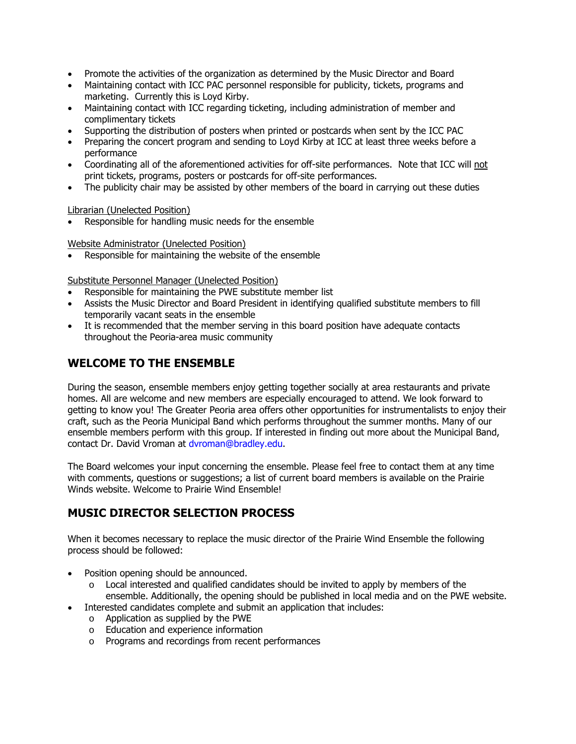- Promote the activities of the organization as determined by the Music Director and Board
- Maintaining contact with ICC PAC personnel responsible for publicity, tickets, programs and marketing. Currently this is Loyd Kirby.
- Maintaining contact with ICC regarding ticketing, including administration of member and complimentary tickets
- Supporting the distribution of posters when printed or postcards when sent by the ICC PAC
- Preparing the concert program and sending to Loyd Kirby at ICC at least three weeks before a performance
- Coordinating all of the aforementioned activities for off-site performances. Note that ICC will not print tickets, programs, posters or postcards for off-site performances.
- The publicity chair may be assisted by other members of the board in carrying out these duties

Librarian (Unelected Position)

- Responsible for handling music needs for the ensemble

Website Administrator (Unelected Position)

- Responsible for maintaining the website of the ensemble

Substitute Personnel Manager (Unelected Position)

- Responsible for maintaining the PWE substitute member list
- Assists the Music Director and Board President in identifying qualified substitute members to fill temporarily vacant seats in the ensemble
- It is recommended that the member serving in this board position have adequate contacts throughout the Peoria-area music community

## WELCOME TO THE ENSEMBLE

During the season, ensemble members enjoy getting together socially at area restaurants and private homes. All are welcome and new members are especially encouraged to attend. We look forward to getting to know you! The Greater Peoria area offers other opportunities for instrumentalists to enjoy their craft, such as the Peoria Municipal Band which performs throughout the summer months. Many of our ensemble members perform with this group. If interested in finding out more about the Municipal Band, contact Dr. David Vroman at dvroman@bradley.edu.

The Board welcomes your input concerning the ensemble. Please feel free to contact them at any time with comments, questions or suggestions; a list of current board members is available on the Prairie Winds website. Welcome to Prairie Wind Ensemble!

## MUSIC DIRECTOR SELECTION PROCESS

When it becomes necessary to replace the music director of the Prairie Wind Ensemble the following process should be followed:

- Position opening should be announced.
  - Local interested and qualified candidates should be invited to apply by members of the ensemble. Additionally, the opening should be published in local media and on the PWE website.
- Interested candidates complete and submit an application that includes:
  - Application as supplied by the PWE
  - Education and experience information
  - Programs and recordings from recent performances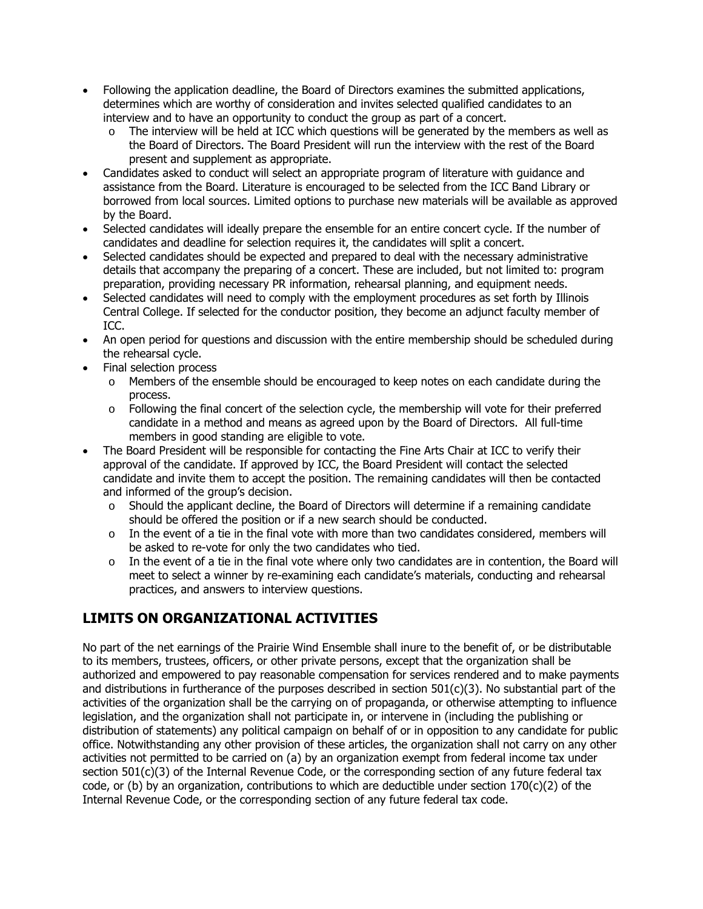- Following the application deadline, the Board of Directors examines the submitted applications, determines which are worthy of consideration and invites selected qualified candidates to an interview and to have an opportunity to conduct the group as part of a concert.
  - The interview will be held at ICC which questions will be generated by the members as well as the Board of Directors. The Board President will run the interview with the rest of the Board present and supplement as appropriate.
- Candidates asked to conduct will select an appropriate program of literature with guidance and assistance from the Board. Literature is encouraged to be selected from the ICC Band Library or borrowed from local sources. Limited options to purchase new materials will be available as approved by the Board.
- Selected candidates will ideally prepare the ensemble for an entire concert cycle. If the number of candidates and deadline for selection requires it, the candidates will split a concert.
- Selected candidates should be expected and prepared to deal with the necessary administrative details that accompany the preparing of a concert. These are included, but not limited to: program preparation, providing necessary PR information, rehearsal planning, and equipment needs.
- Selected candidates will need to comply with the employment procedures as set forth by Illinois Central College. If selected for the conductor position, they become an adjunct faculty member of ICC.
- An open period for questions and discussion with the entire membership should be scheduled during the rehearsal cycle.
- Final selection process
  - Members of the ensemble should be encouraged to keep notes on each candidate during the process.
  - Following the final concert of the selection cycle, the membership will vote for their preferred candidate in a method and means as agreed upon by the Board of Directors. All full-time members in good standing are eligible to vote.
- The Board President will be responsible for contacting the Fine Arts Chair at ICC to verify their approval of the candidate. If approved by ICC, the Board President will contact the selected candidate and invite them to accept the position. The remaining candidates will then be contacted and informed of the group's decision.
  - Should the applicant decline, the Board of Directors will determine if a remaining candidate should be offered the position or if a new search should be conducted.
  - In the event of a tie in the final vote with more than two candidates considered, members will be asked to re-vote for only the two candidates who tied.
  - In the event of a tie in the final vote where only two candidates are in contention, the Board will meet to select a winner by re-examining each candidate's materials, conducting and rehearsal practices, and answers to interview questions.

## LIMITS ON ORGANIZATIONAL ACTIVITIES

No part of the net earnings of the Prairie Wind Ensemble shall inure to the benefit of, or be distributable to its members, trustees, officers, or other private persons, except that the organization shall be authorized and empowered to pay reasonable compensation for services rendered and to make payments and distributions in furtherance of the purposes described in section 501(c)(3). No substantial part of the activities of the organization shall be the carrying on of propaganda, or otherwise attempting to influence legislation, and the organization shall not participate in, or intervene in (including the publishing or distribution of statements) any political campaign on behalf of or in opposition to any candidate for public office. Notwithstanding any other provision of these articles, the organization shall not carry on any other activities not permitted to be carried on (a) by an organization exempt from federal income tax under section 501(c)(3) of the Internal Revenue Code, or the corresponding section of any future federal tax code, or (b) by an organization, contributions to which are deductible under section 170(c)(2) of the Internal Revenue Code, or the corresponding section of any future federal tax code.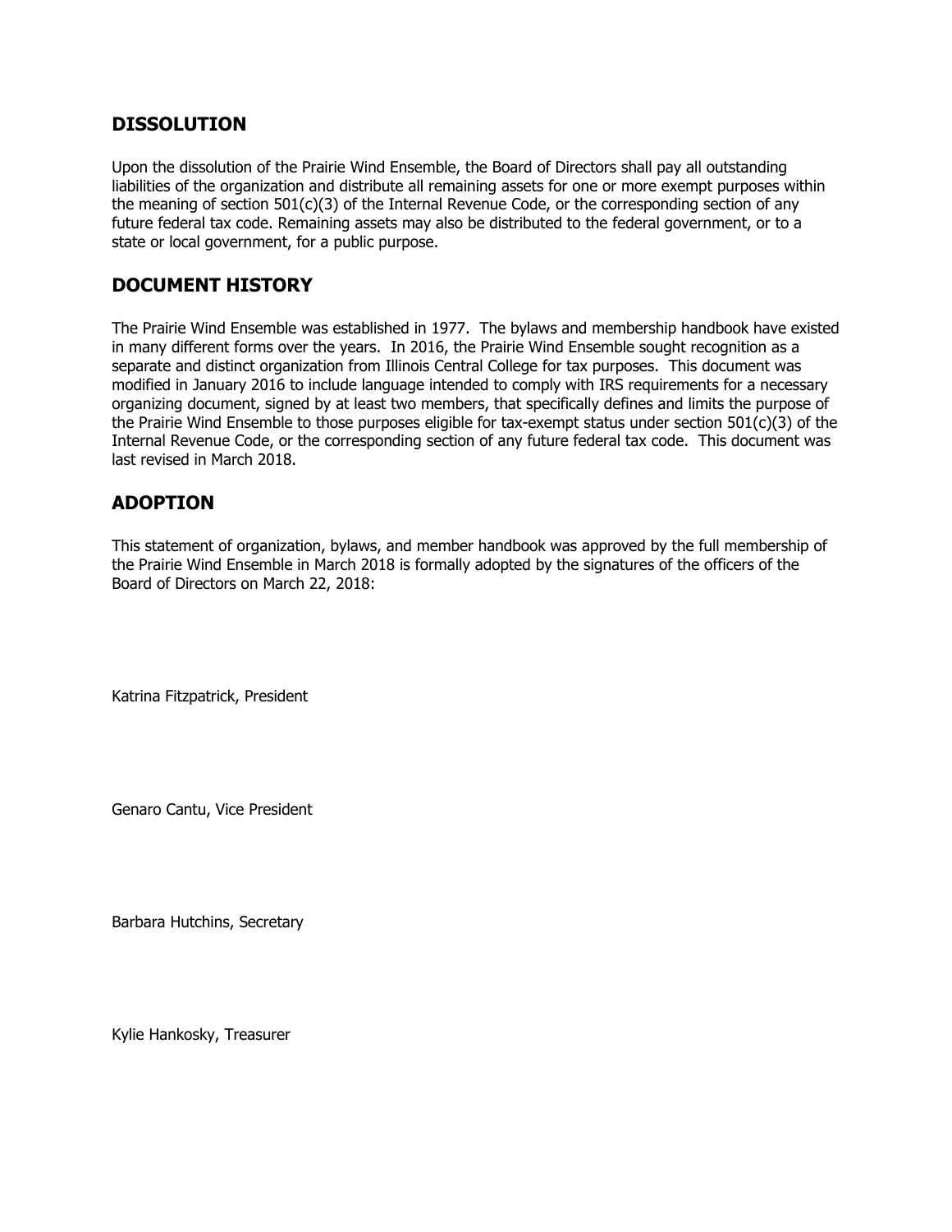## DISSOLUTION

Upon the dissolution of the Prairie Wind Ensemble, the Board of Directors shall pay all outstanding liabilities of the organization and distribute all remaining assets for one or more exempt purposes within the meaning of section 501(c)(3) of the Internal Revenue Code, or the corresponding section of any future federal tax code. Remaining assets may also be distributed to the federal government, or to a state or local government, for a public purpose.

## DOCUMENT HISTORY

The Prairie Wind Ensemble was established in 1977. The bylaws and membership handbook have existed in many different forms over the years. In 2016, the Prairie Wind Ensemble sought recognition as a separate and distinct organization from Illinois Central College for tax purposes. This document was modified in January 2016 to include language intended to comply with IRS requirements for a necessary organizing document, signed by at least two members, that specifically defines and limits the purpose of the Prairie Wind Ensemble to those purposes eligible for tax-exempt status under section 501(c)(3) of the Internal Revenue Code, or the corresponding section of any future federal tax code. This document was last revised in March 2018.

## ADOPTION

This statement of organization, bylaws, and member handbook was approved by the full membership of the Prairie Wind Ensemble in March 2018 is formally adopted by the signatures of the officers of the Board of Directors on March 22, 2018:

Katrina Fitzpatrick, President

Genaro Cantu, Vice President

Barbara Hutchins, Secretary

Kylie Hankosky, Treasurer